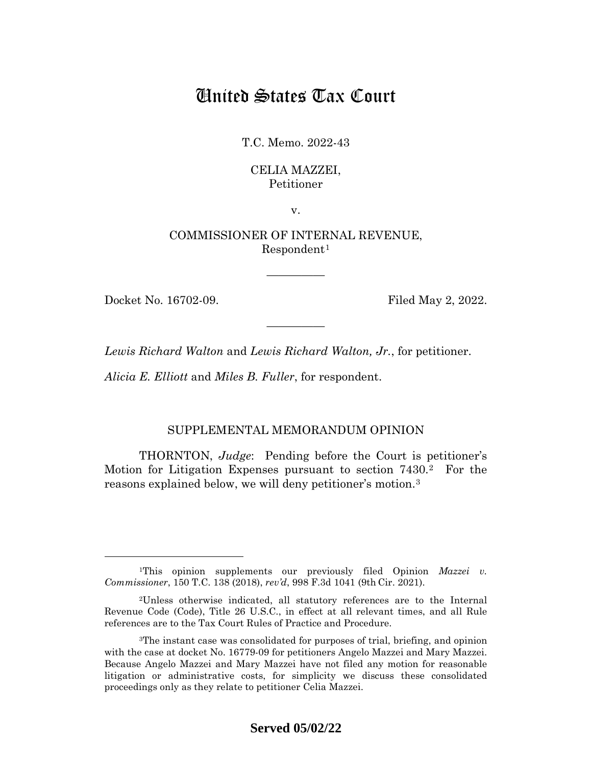# United States Tax Court

T.C. Memo. 2022-43

CELIA MAZZEI,
Petitioner

v.

COMMISSIONER OF INTERNAL REVENUE,
Respondent[1]

—————

Docket No. 16702-09. Filed May 2, 2022.

—————

*Lewis Richard Walton* and *Lewis Richard Walton, Jr.*, for petitioner.

*Alicia E. Elliott* and *Miles B. Fuller*, for respondent.

## SUPPLEMENTAL MEMORANDUM OPINION

THORNTON, *Judge*: Pending before the Court is petitioner's Motion for Litigation Expenses pursuant to section 7430.[2] For the reasons explained below, we will deny petitioner's motion.[3]

---

[1]This opinion supplements our previously filed Opinion *Mazzei v. Commissioner*, 150 T.C. 138 (2018), *rev'd*, 998 F.3d 1041 (9th Cir. 2021).

[2]Unless otherwise indicated, all statutory references are to the Internal Revenue Code (Code), Title 26 U.S.C., in effect at all relevant times, and all Rule references are to the Tax Court Rules of Practice and Procedure.

[3]The instant case was consolidated for purposes of trial, briefing, and opinion with the case at docket No. 16779-09 for petitioners Angelo Mazzei and Mary Mazzei. Because Angelo Mazzei and Mary Mazzei have not filed any motion for reasonable litigation or administrative costs, for simplicity we discuss these consolidated proceedings only as they relate to petitioner Celia Mazzei.

**Served 05/02/22**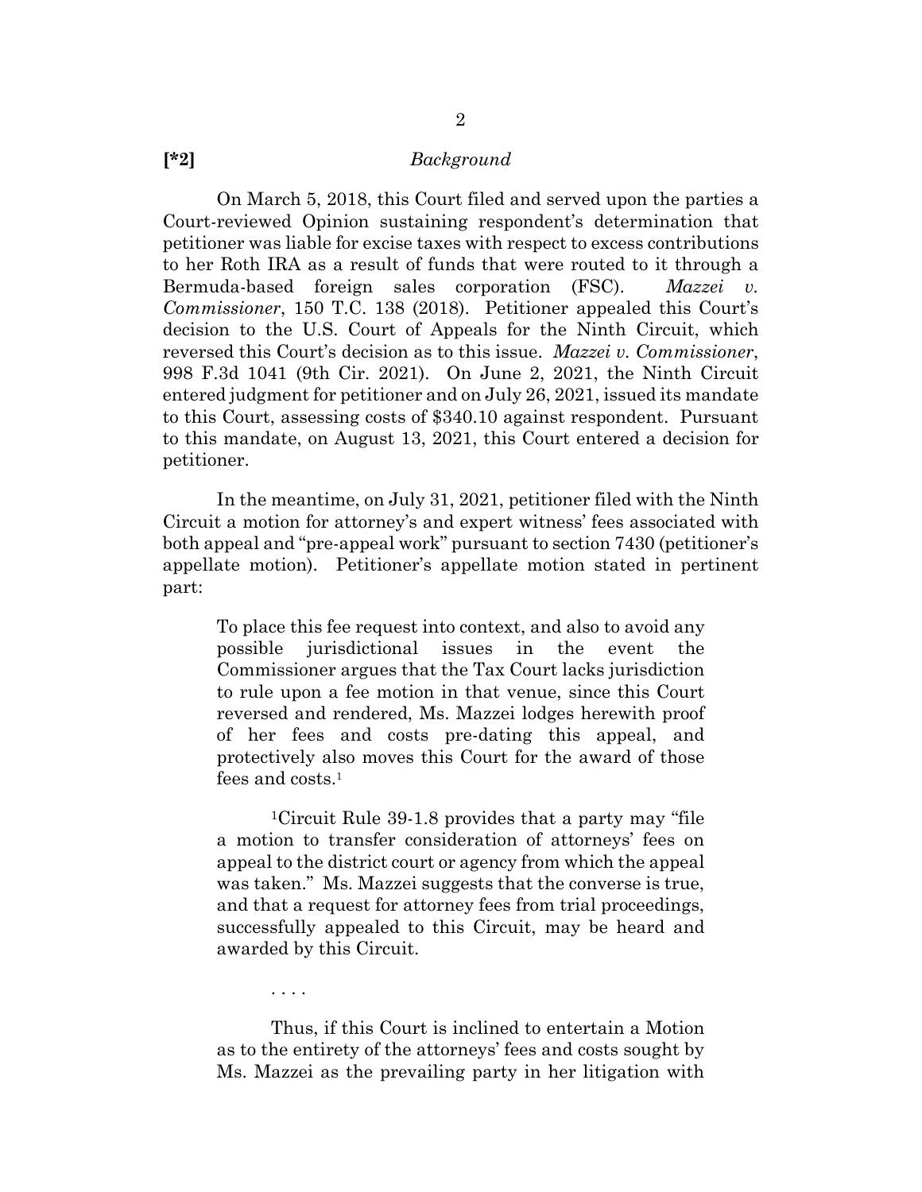**[*2]** *Background*

On March 5, 2018, this Court filed and served upon the parties a Court-reviewed Opinion sustaining respondent's determination that petitioner was liable for excise taxes with respect to excess contributions to her Roth IRA as a result of funds that were routed to it through a Bermuda-based foreign sales corporation (FSC). *Mazzei v. Commissioner*, 150 T.C. 138 (2018). Petitioner appealed this Court's decision to the U.S. Court of Appeals for the Ninth Circuit, which reversed this Court's decision as to this issue. *Mazzei v. Commissioner*, 998 F.3d 1041 (9th Cir. 2021). On June 2, 2021, the Ninth Circuit entered judgment for petitioner and on July 26, 2021, issued its mandate to this Court, assessing costs of $340.10 against respondent. Pursuant to this mandate, on August 13, 2021, this Court entered a decision for petitioner.

In the meantime, on July 31, 2021, petitioner filed with the Ninth Circuit a motion for attorney's and expert witness' fees associated with both appeal and "pre-appeal work" pursuant to section 7430 (petitioner's appellate motion). Petitioner's appellate motion stated in pertinent part:

> To place this fee request into context, and also to avoid any possible jurisdictional issues in the event the Commissioner argues that the Tax Court lacks jurisdiction to rule upon a fee motion in that venue, since this Court reversed and rendered, Ms. Mazzei lodges herewith proof of her fees and costs pre-dating this appeal, and protectively also moves this Court for the award of those fees and costs.[1]
>
> [1]Circuit Rule 39-1.8 provides that a party may "file a motion to transfer consideration of attorneys' fees on appeal to the district court or agency from which the appeal was taken." Ms. Mazzei suggests that the converse is true, and that a request for attorney fees from trial proceedings, successfully appealed to this Circuit, may be heard and awarded by this Circuit.
>
> . . . .
>
> Thus, if this Court is inclined to entertain a Motion as to the entirety of the attorneys' fees and costs sought by Ms. Mazzei as the prevailing party in her litigation with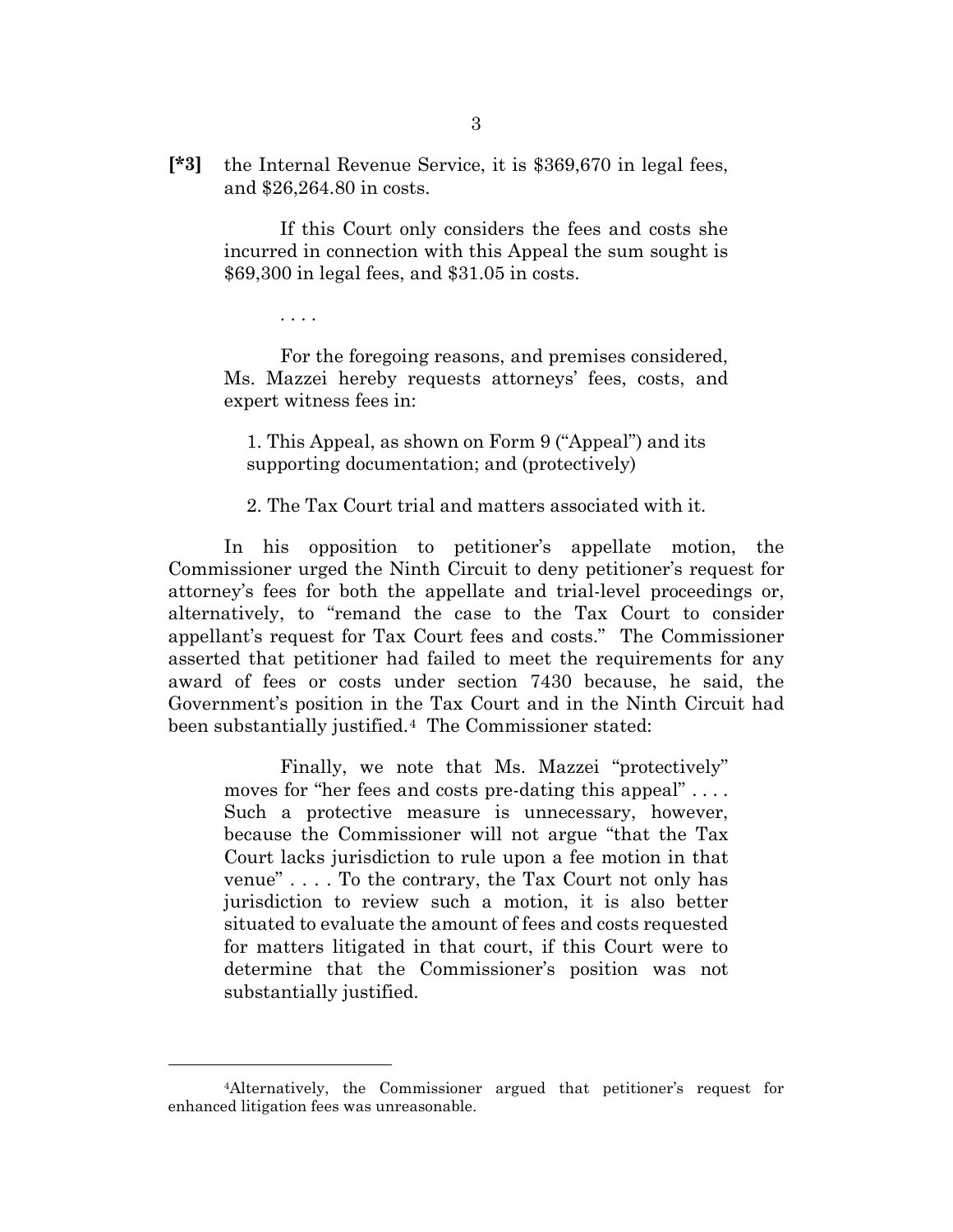**[*3]** the Internal Revenue Service, it is $369,670 in legal fees, and $26,264.80 in costs.

> If this Court only considers the fees and costs she incurred in connection with this Appeal the sum sought is $69,300 in legal fees, and $31.05 in costs.
>
> . . . .
>
> For the foregoing reasons, and premises considered, Ms. Mazzei hereby requests attorneys' fees, costs, and expert witness fees in:
>
> 1. This Appeal, as shown on Form 9 ("Appeal") and its supporting documentation; and (protectively)
>
> 2. The Tax Court trial and matters associated with it.

In his opposition to petitioner's appellate motion, the Commissioner urged the Ninth Circuit to deny petitioner's request for attorney's fees for both the appellate and trial-level proceedings or, alternatively, to "remand the case to the Tax Court to consider appellant's request for Tax Court fees and costs." The Commissioner asserted that petitioner had failed to meet the requirements for any award of fees or costs under section 7430 because, he said, the Government's position in the Tax Court and in the Ninth Circuit had been substantially justified.[4] The Commissioner stated:

> Finally, we note that Ms. Mazzei "protectively" moves for "her fees and costs pre-dating this appeal" . . . . Such a protective measure is unnecessary, however, because the Commissioner will not argue "that the Tax Court lacks jurisdiction to rule upon a fee motion in that venue" . . . . To the contrary, the Tax Court not only has jurisdiction to review such a motion, it is also better situated to evaluate the amount of fees and costs requested for matters litigated in that court, if this Court were to determine that the Commissioner's position was not substantially justified.

---

[4]Alternatively, the Commissioner argued that petitioner's request for enhanced litigation fees was unreasonable.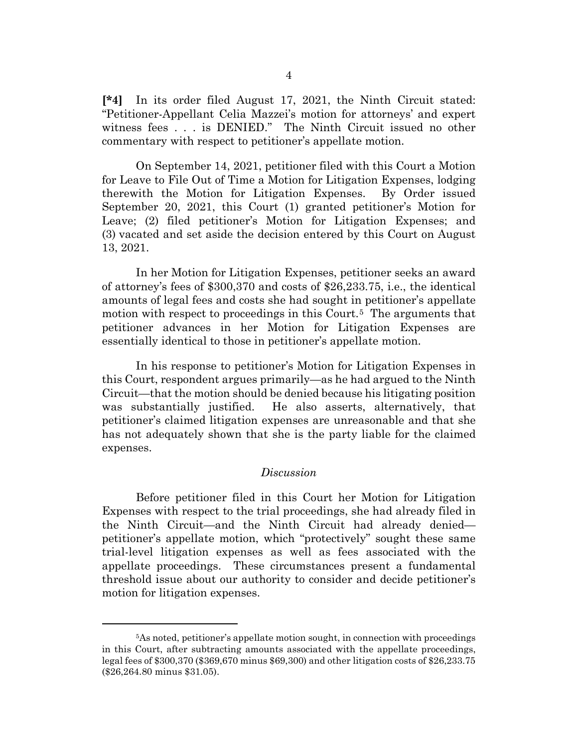**[*4]** In its order filed August 17, 2021, the Ninth Circuit stated: "Petitioner-Appellant Celia Mazzei's motion for attorneys' and expert witness fees . . . is DENIED." The Ninth Circuit issued no other commentary with respect to petitioner's appellate motion.

On September 14, 2021, petitioner filed with this Court a Motion for Leave to File Out of Time a Motion for Litigation Expenses, lodging therewith the Motion for Litigation Expenses. By Order issued September 20, 2021, this Court (1) granted petitioner's Motion for Leave; (2) filed petitioner's Motion for Litigation Expenses; and (3) vacated and set aside the decision entered by this Court on August 13, 2021.

In her Motion for Litigation Expenses, petitioner seeks an award of attorney's fees of $300,370 and costs of $26,233.75, i.e., the identical amounts of legal fees and costs she had sought in petitioner's appellate motion with respect to proceedings in this Court.[5] The arguments that petitioner advances in her Motion for Litigation Expenses are essentially identical to those in petitioner's appellate motion.

In his response to petitioner's Motion for Litigation Expenses in this Court, respondent argues primarily—as he had argued to the Ninth Circuit—that the motion should be denied because his litigating position was substantially justified. He also asserts, alternatively, that petitioner's claimed litigation expenses are unreasonable and that she has not adequately shown that she is the party liable for the claimed expenses.

### *Discussion*

Before petitioner filed in this Court her Motion for Litigation Expenses with respect to the trial proceedings, she had already filed in the Ninth Circuit—and the Ninth Circuit had already denied—petitioner's appellate motion, which "protectively" sought these same trial-level litigation expenses as well as fees associated with the appellate proceedings. These circumstances present a fundamental threshold issue about our authority to consider and decide petitioner's motion for litigation expenses.

---

[5]As noted, petitioner's appellate motion sought, in connection with proceedings in this Court, after subtracting amounts associated with the appellate proceedings, legal fees of $300,370 ($369,670 minus $69,300) and other litigation costs of $26,233.75 ($26,264.80 minus $31.05).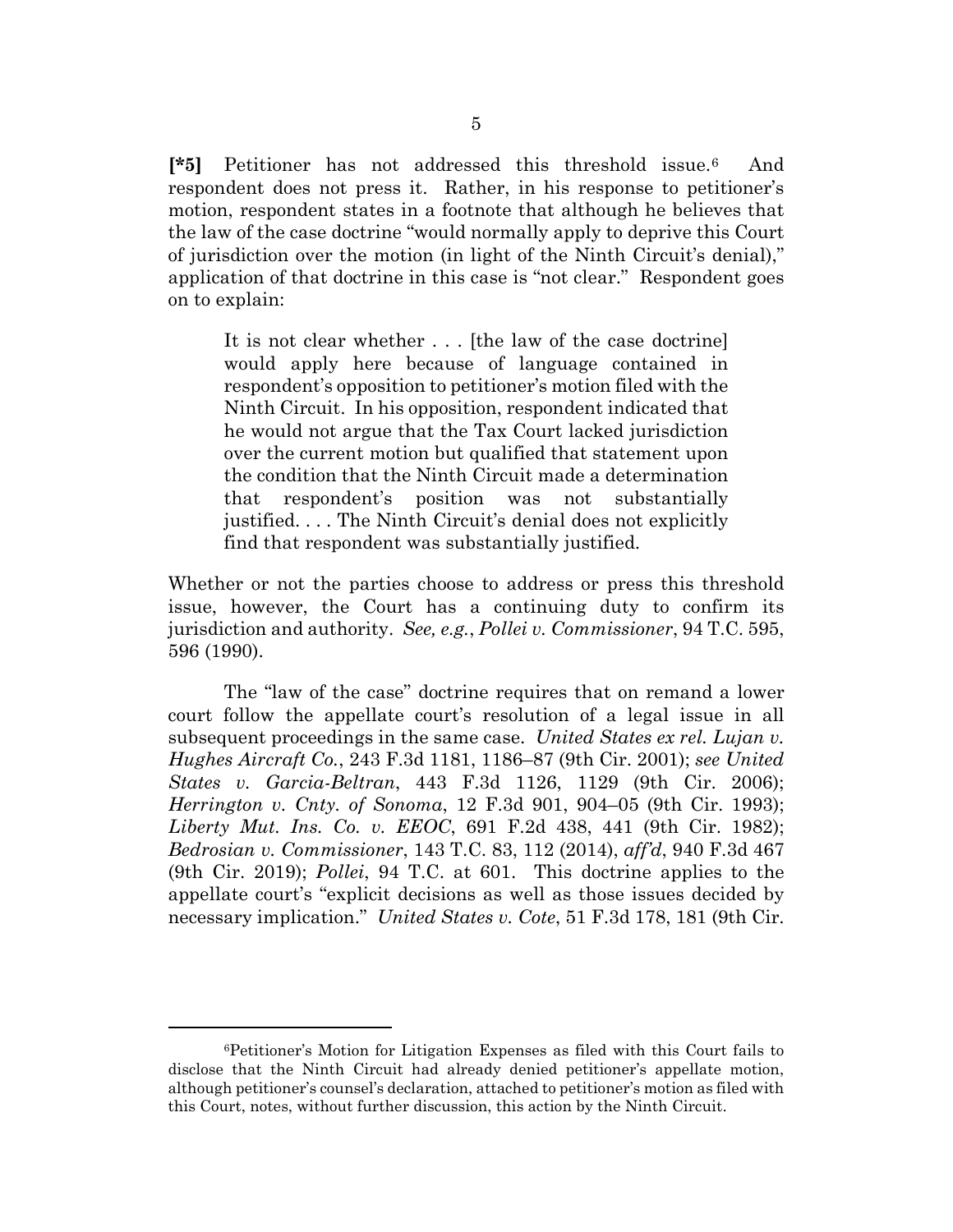**[*5]** Petitioner has not addressed this threshold issue.[6] And respondent does not press it. Rather, in his response to petitioner's motion, respondent states in a footnote that although he believes that the law of the case doctrine "would normally apply to deprive this Court of jurisdiction over the motion (in light of the Ninth Circuit's denial)," application of that doctrine in this case is "not clear." Respondent goes on to explain:

> It is not clear whether . . . [the law of the case doctrine] would apply here because of language contained in respondent's opposition to petitioner's motion filed with the Ninth Circuit. In his opposition, respondent indicated that he would not argue that the Tax Court lacked jurisdiction over the current motion but qualified that statement upon the condition that the Ninth Circuit made a determination that respondent's position was not substantially justified. . . . The Ninth Circuit's denial does not explicitly find that respondent was substantially justified.

Whether or not the parties choose to address or press this threshold issue, however, the Court has a continuing duty to confirm its jurisdiction and authority. *See, e.g.*, *Pollei v. Commissioner*, 94 T.C. 595, 596 (1990).

The "law of the case" doctrine requires that on remand a lower court follow the appellate court's resolution of a legal issue in all subsequent proceedings in the same case. *United States ex rel. Lujan v. Hughes Aircraft Co.*, 243 F.3d 1181, 1186–87 (9th Cir. 2001); *see United States v. Garcia-Beltran*, 443 F.3d 1126, 1129 (9th Cir. 2006); *Herrington v. Cnty. of Sonoma*, 12 F.3d 901, 904–05 (9th Cir. 1993); *Liberty Mut. Ins. Co. v. EEOC*, 691 F.2d 438, 441 (9th Cir. 1982); *Bedrosian v. Commissioner*, 143 T.C. 83, 112 (2014), *aff'd*, 940 F.3d 467 (9th Cir. 2019); *Pollei*, 94 T.C. at 601. This doctrine applies to the appellate court's "explicit decisions as well as those issues decided by necessary implication." *United States v. Cote*, 51 F.3d 178, 181 (9th Cir.

---

[6] Petitioner's Motion for Litigation Expenses as filed with this Court fails to disclose that the Ninth Circuit had already denied petitioner's appellate motion, although petitioner's counsel's declaration, attached to petitioner's motion as filed with this Court, notes, without further discussion, this action by the Ninth Circuit.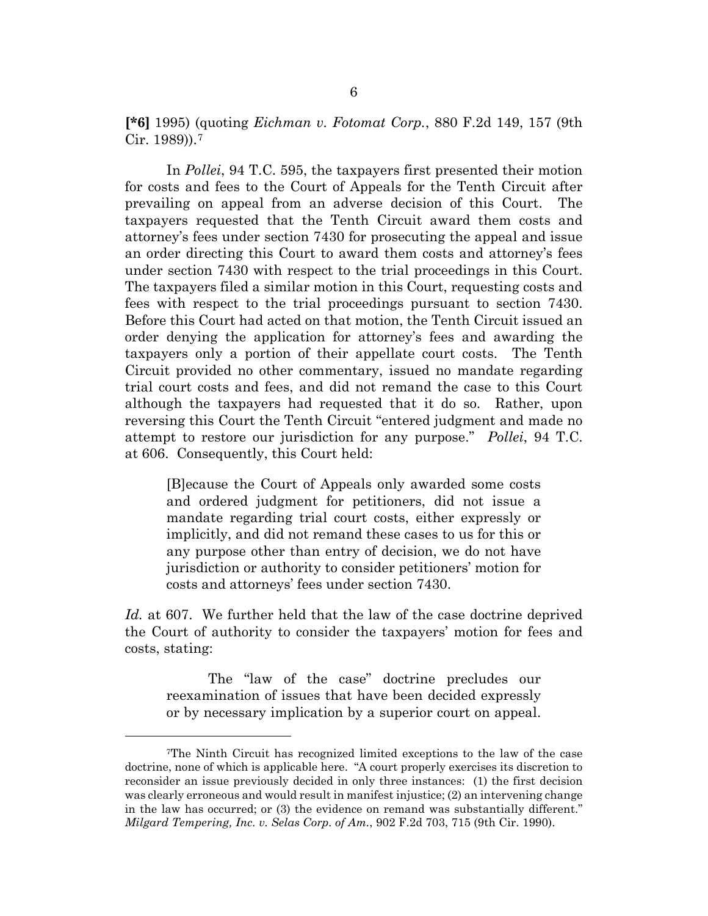**[*6]** 1995) (quoting *Eichman v. Fotomat Corp.*, 880 F.2d 149, 157 (9th Cir. 1989)).[7]

In *Pollei*, 94 T.C. 595, the taxpayers first presented their motion for costs and fees to the Court of Appeals for the Tenth Circuit after prevailing on appeal from an adverse decision of this Court. The taxpayers requested that the Tenth Circuit award them costs and attorney's fees under section 7430 for prosecuting the appeal and issue an order directing this Court to award them costs and attorney's fees under section 7430 with respect to the trial proceedings in this Court. The taxpayers filed a similar motion in this Court, requesting costs and fees with respect to the trial proceedings pursuant to section 7430. Before this Court had acted on that motion, the Tenth Circuit issued an order denying the application for attorney's fees and awarding the taxpayers only a portion of their appellate court costs. The Tenth Circuit provided no other commentary, issued no mandate regarding trial court costs and fees, and did not remand the case to this Court although the taxpayers had requested that it do so. Rather, upon reversing this Court the Tenth Circuit "entered judgment and made no attempt to restore our jurisdiction for any purpose." *Pollei*, 94 T.C. at 606. Consequently, this Court held:

> [B]ecause the Court of Appeals only awarded some costs and ordered judgment for petitioners, did not issue a mandate regarding trial court costs, either expressly or implicitly, and did not remand these cases to us for this or any purpose other than entry of decision, we do not have jurisdiction or authority to consider petitioners' motion for costs and attorneys' fees under section 7430.

*Id.* at 607. We further held that the law of the case doctrine deprived the Court of authority to consider the taxpayers' motion for fees and costs, stating:

> The "law of the case" doctrine precludes our reexamination of issues that have been decided expressly or by necessary implication by a superior court on appeal.

---

[7]The Ninth Circuit has recognized limited exceptions to the law of the case doctrine, none of which is applicable here. "A court properly exercises its discretion to reconsider an issue previously decided in only three instances: (1) the first decision was clearly erroneous and would result in manifest injustice; (2) an intervening change in the law has occurred; or (3) the evidence on remand was substantially different." *Milgard Tempering, Inc. v. Selas Corp. of Am.*, 902 F.2d 703, 715 (9th Cir. 1990).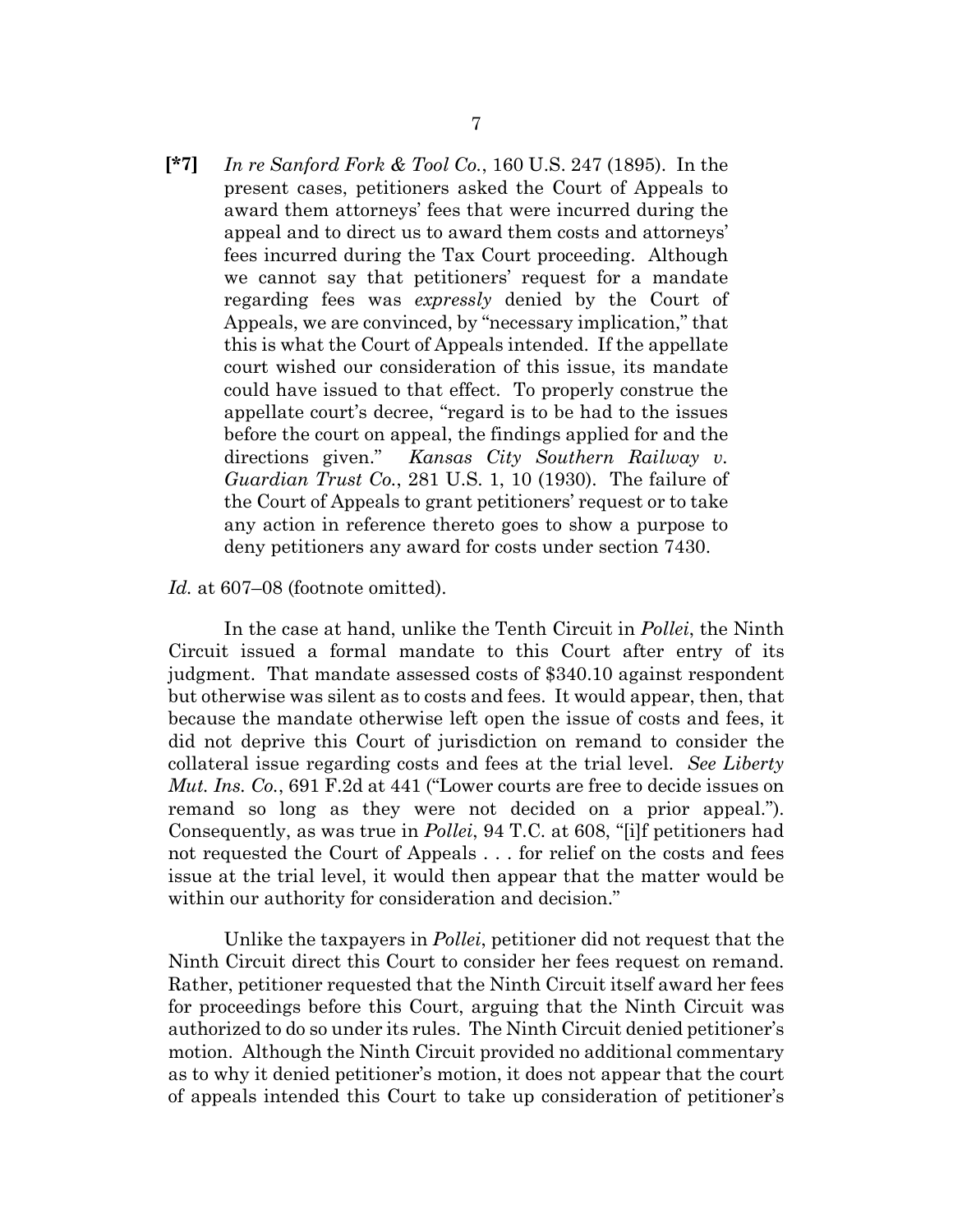**[*7]** *In re Sanford Fork & Tool Co.*, 160 U.S. 247 (1895). In the present cases, petitioners asked the Court of Appeals to award them attorneys' fees that were incurred during the appeal and to direct us to award them costs and attorneys' fees incurred during the Tax Court proceeding. Although we cannot say that petitioners' request for a mandate regarding fees was *expressly* denied by the Court of Appeals, we are convinced, by "necessary implication," that this is what the Court of Appeals intended. If the appellate court wished our consideration of this issue, its mandate could have issued to that effect. To properly construe the appellate court's decree, "regard is to be had to the issues before the court on appeal, the findings applied for and the directions given." *Kansas City Southern Railway v. Guardian Trust Co.*, 281 U.S. 1, 10 (1930). The failure of the Court of Appeals to grant petitioners' request or to take any action in reference thereto goes to show a purpose to deny petitioners any award for costs under section 7430.

*Id.* at 607–08 (footnote omitted).

In the case at hand, unlike the Tenth Circuit in *Pollei*, the Ninth Circuit issued a formal mandate to this Court after entry of its judgment. That mandate assessed costs of $340.10 against respondent but otherwise was silent as to costs and fees. It would appear, then, that because the mandate otherwise left open the issue of costs and fees, it did not deprive this Court of jurisdiction on remand to consider the collateral issue regarding costs and fees at the trial level. *See Liberty Mut. Ins. Co.*, 691 F.2d at 441 ("Lower courts are free to decide issues on remand so long as they were not decided on a prior appeal."). Consequently, as was true in *Pollei*, 94 T.C. at 608, "[i]f petitioners had not requested the Court of Appeals . . . for relief on the costs and fees issue at the trial level, it would then appear that the matter would be within our authority for consideration and decision."

Unlike the taxpayers in *Pollei*, petitioner did not request that the Ninth Circuit direct this Court to consider her fees request on remand. Rather, petitioner requested that the Ninth Circuit itself award her fees for proceedings before this Court, arguing that the Ninth Circuit was authorized to do so under its rules. The Ninth Circuit denied petitioner's motion. Although the Ninth Circuit provided no additional commentary as to why it denied petitioner's motion, it does not appear that the court of appeals intended this Court to take up consideration of petitioner's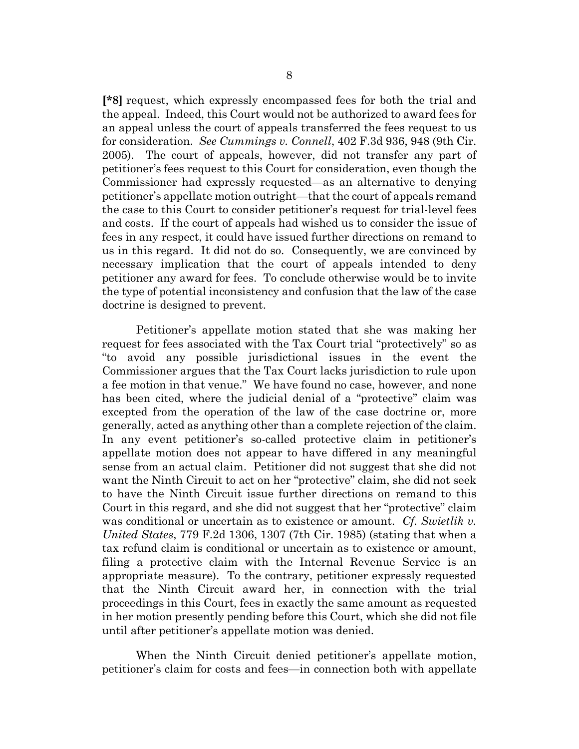**[*8]** request, which expressly encompassed fees for both the trial and the appeal. Indeed, this Court would not be authorized to award fees for an appeal unless the court of appeals transferred the fees request to us for consideration. *See Cummings v. Connell*, 402 F.3d 936, 948 (9th Cir. 2005). The court of appeals, however, did not transfer any part of petitioner's fees request to this Court for consideration, even though the Commissioner had expressly requested—as an alternative to denying petitioner's appellate motion outright—that the court of appeals remand the case to this Court to consider petitioner's request for trial-level fees and costs. If the court of appeals had wished us to consider the issue of fees in any respect, it could have issued further directions on remand to us in this regard. It did not do so. Consequently, we are convinced by necessary implication that the court of appeals intended to deny petitioner any award for fees. To conclude otherwise would be to invite the type of potential inconsistency and confusion that the law of the case doctrine is designed to prevent.

Petitioner's appellate motion stated that she was making her request for fees associated with the Tax Court trial "protectively" so as "to avoid any possible jurisdictional issues in the event the Commissioner argues that the Tax Court lacks jurisdiction to rule upon a fee motion in that venue." We have found no case, however, and none has been cited, where the judicial denial of a "protective" claim was excepted from the operation of the law of the case doctrine or, more generally, acted as anything other than a complete rejection of the claim. In any event petitioner's so-called protective claim in petitioner's appellate motion does not appear to have differed in any meaningful sense from an actual claim. Petitioner did not suggest that she did not want the Ninth Circuit to act on her "protective" claim, she did not seek to have the Ninth Circuit issue further directions on remand to this Court in this regard, and she did not suggest that her "protective" claim was conditional or uncertain as to existence or amount. *Cf. Swietlik v. United States*, 779 F.2d 1306, 1307 (7th Cir. 1985) (stating that when a tax refund claim is conditional or uncertain as to existence or amount, filing a protective claim with the Internal Revenue Service is an appropriate measure). To the contrary, petitioner expressly requested that the Ninth Circuit award her, in connection with the trial proceedings in this Court, fees in exactly the same amount as requested in her motion presently pending before this Court, which she did not file until after petitioner's appellate motion was denied.

When the Ninth Circuit denied petitioner's appellate motion, petitioner's claim for costs and fees—in connection both with appellate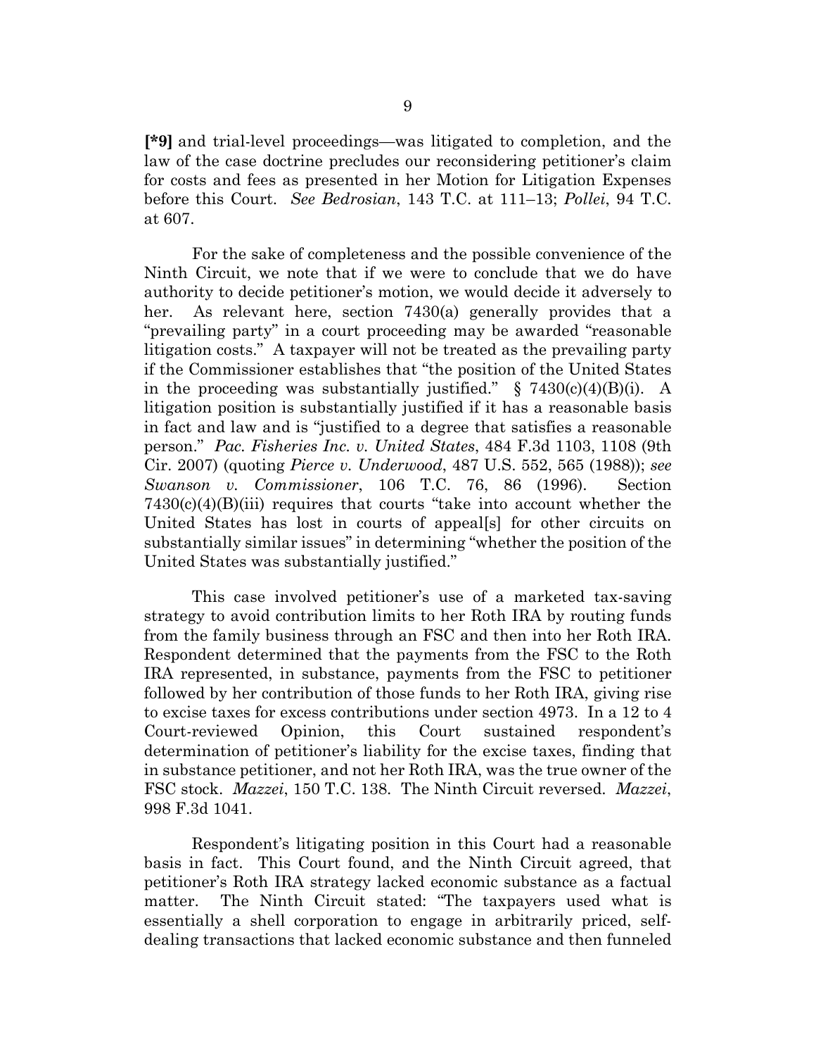**[*9]** and trial-level proceedings—was litigated to completion, and the law of the case doctrine precludes our reconsidering petitioner's claim for costs and fees as presented in her Motion for Litigation Expenses before this Court. *See Bedrosian*, 143 T.C. at 111–13; *Pollei*, 94 T.C. at 607.

For the sake of completeness and the possible convenience of the Ninth Circuit, we note that if we were to conclude that we do have authority to decide petitioner's motion, we would decide it adversely to her. As relevant here, section 7430(a) generally provides that a "prevailing party" in a court proceeding may be awarded "reasonable litigation costs." A taxpayer will not be treated as the prevailing party if the Commissioner establishes that "the position of the United States in the proceeding was substantially justified." § 7430(c)(4)(B)(i). A litigation position is substantially justified if it has a reasonable basis in fact and law and is "justified to a degree that satisfies a reasonable person." *Pac. Fisheries Inc. v. United States*, 484 F.3d 1103, 1108 (9th Cir. 2007) (quoting *Pierce v. Underwood*, 487 U.S. 552, 565 (1988)); *see Swanson v. Commissioner*, 106 T.C. 76, 86 (1996). Section 7430(c)(4)(B)(iii) requires that courts "take into account whether the United States has lost in courts of appeal[s] for other circuits on substantially similar issues" in determining "whether the position of the United States was substantially justified."

This case involved petitioner's use of a marketed tax-saving strategy to avoid contribution limits to her Roth IRA by routing funds from the family business through an FSC and then into her Roth IRA. Respondent determined that the payments from the FSC to the Roth IRA represented, in substance, payments from the FSC to petitioner followed by her contribution of those funds to her Roth IRA, giving rise to excise taxes for excess contributions under section 4973. In a 12 to 4 Court-reviewed Opinion, this Court sustained respondent's determination of petitioner's liability for the excise taxes, finding that in substance petitioner, and not her Roth IRA, was the true owner of the FSC stock. *Mazzei*, 150 T.C. 138. The Ninth Circuit reversed. *Mazzei*, 998 F.3d 1041.

Respondent's litigating position in this Court had a reasonable basis in fact. This Court found, and the Ninth Circuit agreed, that petitioner's Roth IRA strategy lacked economic substance as a factual matter. The Ninth Circuit stated: "The taxpayers used what is essentially a shell corporation to engage in arbitrarily priced, self-dealing transactions that lacked economic substance and then funneled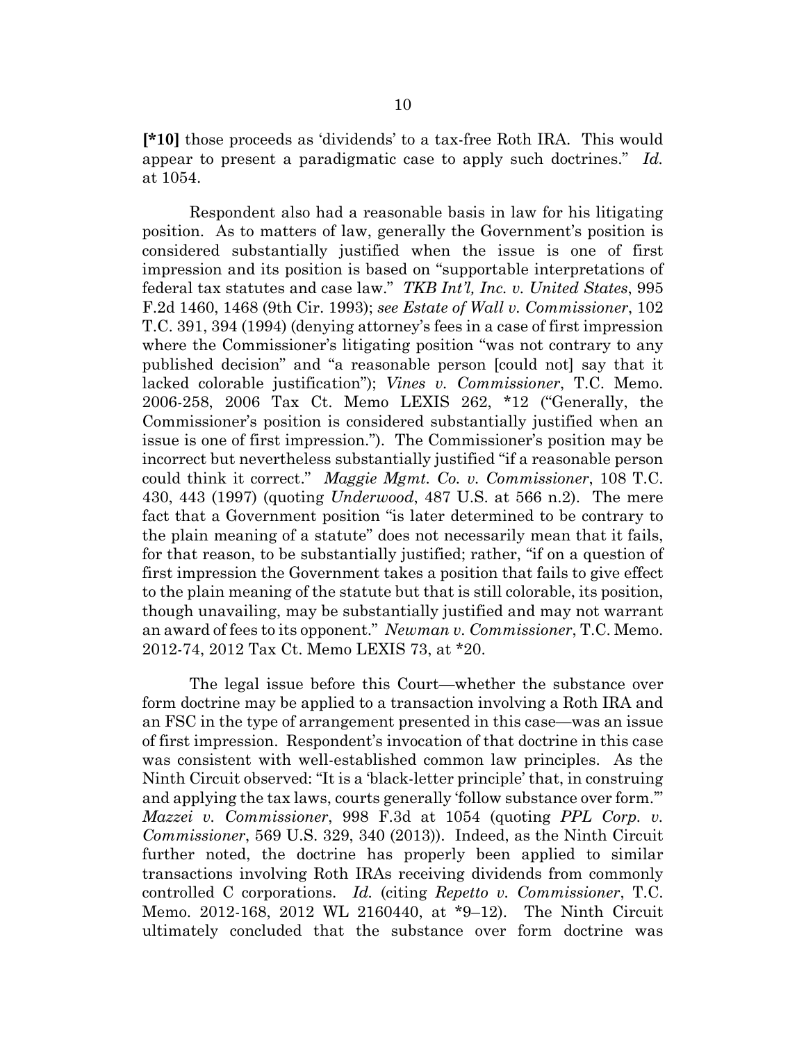**[*10]** those proceeds as 'dividends' to a tax-free Roth IRA. This would appear to present a paradigmatic case to apply such doctrines." *Id.* at 1054.

Respondent also had a reasonable basis in law for his litigating position. As to matters of law, generally the Government's position is considered substantially justified when the issue is one of first impression and its position is based on "supportable interpretations of federal tax statutes and case law." *TKB Int'l, Inc. v. United States*, 995 F.2d 1460, 1468 (9th Cir. 1993); *see Estate of Wall v. Commissioner*, 102 T.C. 391, 394 (1994) (denying attorney's fees in a case of first impression where the Commissioner's litigating position "was not contrary to any published decision" and "a reasonable person [could not] say that it lacked colorable justification"); *Vines v. Commissioner*, T.C. Memo. 2006-258, 2006 Tax Ct. Memo LEXIS 262, *12 ("Generally, the Commissioner's position is considered substantially justified when an issue is one of first impression."). The Commissioner's position may be incorrect but nevertheless substantially justified "if a reasonable person could think it correct." *Maggie Mgmt. Co. v. Commissioner*, 108 T.C. 430, 443 (1997) (quoting *Underwood*, 487 U.S. at 566 n.2). The mere fact that a Government position "is later determined to be contrary to the plain meaning of a statute" does not necessarily mean that it fails, for that reason, to be substantially justified; rather, "if on a question of first impression the Government takes a position that fails to give effect to the plain meaning of the statute but that is still colorable, its position, though unavailing, may be substantially justified and may not warrant an award of fees to its opponent." *Newman v. Commissioner*, T.C. Memo. 2012-74, 2012 Tax Ct. Memo LEXIS 73, at *20.

The legal issue before this Court—whether the substance over form doctrine may be applied to a transaction involving a Roth IRA and an FSC in the type of arrangement presented in this case—was an issue of first impression. Respondent's invocation of that doctrine in this case was consistent with well-established common law principles. As the Ninth Circuit observed: "It is a 'black-letter principle' that, in construing and applying the tax laws, courts generally 'follow substance over form.'" *Mazzei v. Commissioner*, 998 F.3d at 1054 (quoting *PPL Corp. v. Commissioner*, 569 U.S. 329, 340 (2013)). Indeed, as the Ninth Circuit further noted, the doctrine has properly been applied to similar transactions involving Roth IRAs receiving dividends from commonly controlled C corporations. *Id.* (citing *Repetto v. Commissioner*, T.C. Memo. 2012-168, 2012 WL 2160440, at *9–12). The Ninth Circuit ultimately concluded that the substance over form doctrine was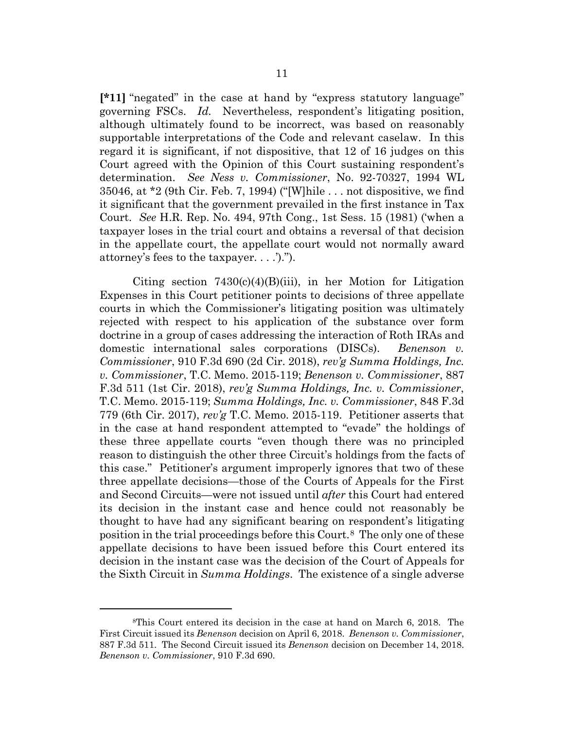**[*11]** "negated" in the case at hand by "express statutory language" governing FSCs. *Id.* Nevertheless, respondent's litigating position, although ultimately found to be incorrect, was based on reasonably supportable interpretations of the Code and relevant caselaw. In this regard it is significant, if not dispositive, that 12 of 16 judges on this Court agreed with the Opinion of this Court sustaining respondent's determination. *See Ness v. Commissioner*, No. 92-70327, 1994 WL 35046, at *2 (9th Cir. Feb. 7, 1994) ("[W]hile . . . not dispositive, we find it significant that the government prevailed in the first instance in Tax Court. *See* H.R. Rep. No. 494, 97th Cong., 1st Sess. 15 (1981) ('when a taxpayer loses in the trial court and obtains a reversal of that decision in the appellate court, the appellate court would not normally award attorney's fees to the taxpayer. . . .').").

Citing section 7430(c)(4)(B)(iii), in her Motion for Litigation Expenses in this Court petitioner points to decisions of three appellate courts in which the Commissioner's litigating position was ultimately rejected with respect to his application of the substance over form doctrine in a group of cases addressing the interaction of Roth IRAs and domestic international sales corporations (DISCs). *Benenson v. Commissioner*, 910 F.3d 690 (2d Cir. 2018), *rev'g Summa Holdings, Inc. v. Commissioner*, T.C. Memo. 2015-119; *Benenson v. Commissioner*, 887 F.3d 511 (1st Cir. 2018), *rev'g Summa Holdings, Inc. v. Commissioner*, T.C. Memo. 2015-119; *Summa Holdings, Inc. v. Commissioner*, 848 F.3d 779 (6th Cir. 2017), *rev'g* T.C. Memo. 2015-119. Petitioner asserts that in the case at hand respondent attempted to "evade" the holdings of these three appellate courts "even though there was no principled reason to distinguish the other three Circuit's holdings from the facts of this case." Petitioner's argument improperly ignores that two of these three appellate decisions—those of the Courts of Appeals for the First and Second Circuits—were not issued until *after* this Court had entered its decision in the instant case and hence could not reasonably be thought to have had any significant bearing on respondent's litigating position in the trial proceedings before this Court.[8] The only one of these appellate decisions to have been issued before this Court entered its decision in the instant case was the decision of the Court of Appeals for the Sixth Circuit in *Summa Holdings*. The existence of a single adverse

[8]This Court entered its decision in the case at hand on March 6, 2018. The First Circuit issued its *Benenson* decision on April 6, 2018. *Benenson v. Commissioner*, 887 F.3d 511. The Second Circuit issued its *Benenson* decision on December 14, 2018. *Benenson v. Commissioner*, 910 F.3d 690.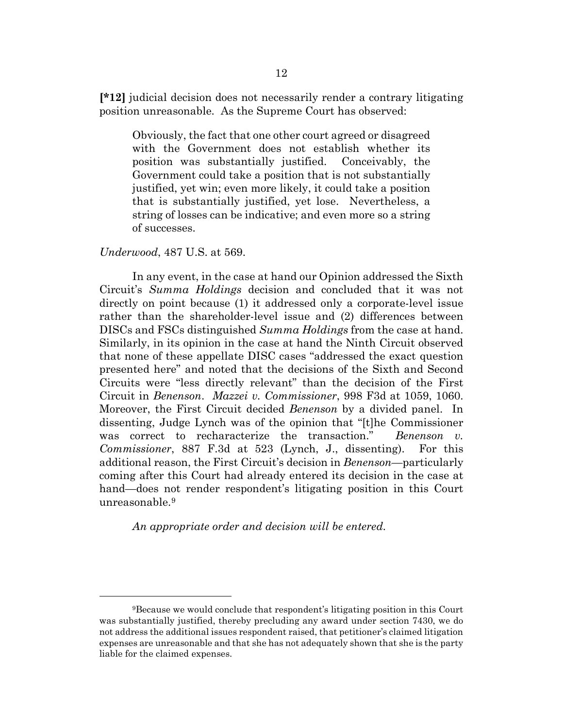**[*12]** judicial decision does not necessarily render a contrary litigating position unreasonable. As the Supreme Court has observed:

> Obviously, the fact that one other court agreed or disagreed with the Government does not establish whether its position was substantially justified. Conceivably, the Government could take a position that is not substantially justified, yet win; even more likely, it could take a position that is substantially justified, yet lose. Nevertheless, a string of losses can be indicative; and even more so a string of successes.

*Underwood*, 487 U.S. at 569.

In any event, in the case at hand our Opinion addressed the Sixth Circuit's *Summa Holdings* decision and concluded that it was not directly on point because (1) it addressed only a corporate-level issue rather than the shareholder-level issue and (2) differences between DISCs and FSCs distinguished *Summa Holdings* from the case at hand. Similarly, in its opinion in the case at hand the Ninth Circuit observed that none of these appellate DISC cases "addressed the exact question presented here" and noted that the decisions of the Sixth and Second Circuits were "less directly relevant" than the decision of the First Circuit in *Benenson*. *Mazzei v. Commissioner*, 998 F3d at 1059, 1060. Moreover, the First Circuit decided *Benenson* by a divided panel. In dissenting, Judge Lynch was of the opinion that "[t]he Commissioner was correct to recharacterize the transaction." *Benenson v. Commissioner*, 887 F.3d at 523 (Lynch, J., dissenting). For this additional reason, the First Circuit's decision in *Benenson*—particularly coming after this Court had already entered its decision in the case at hand—does not render respondent's litigating position in this Court unreasonable.[9]

*An appropriate order and decision will be entered.*

---

[9]Because we would conclude that respondent's litigating position in this Court was substantially justified, thereby precluding any award under section 7430, we do not address the additional issues respondent raised, that petitioner's claimed litigation expenses are unreasonable and that she has not adequately shown that she is the party liable for the claimed expenses.